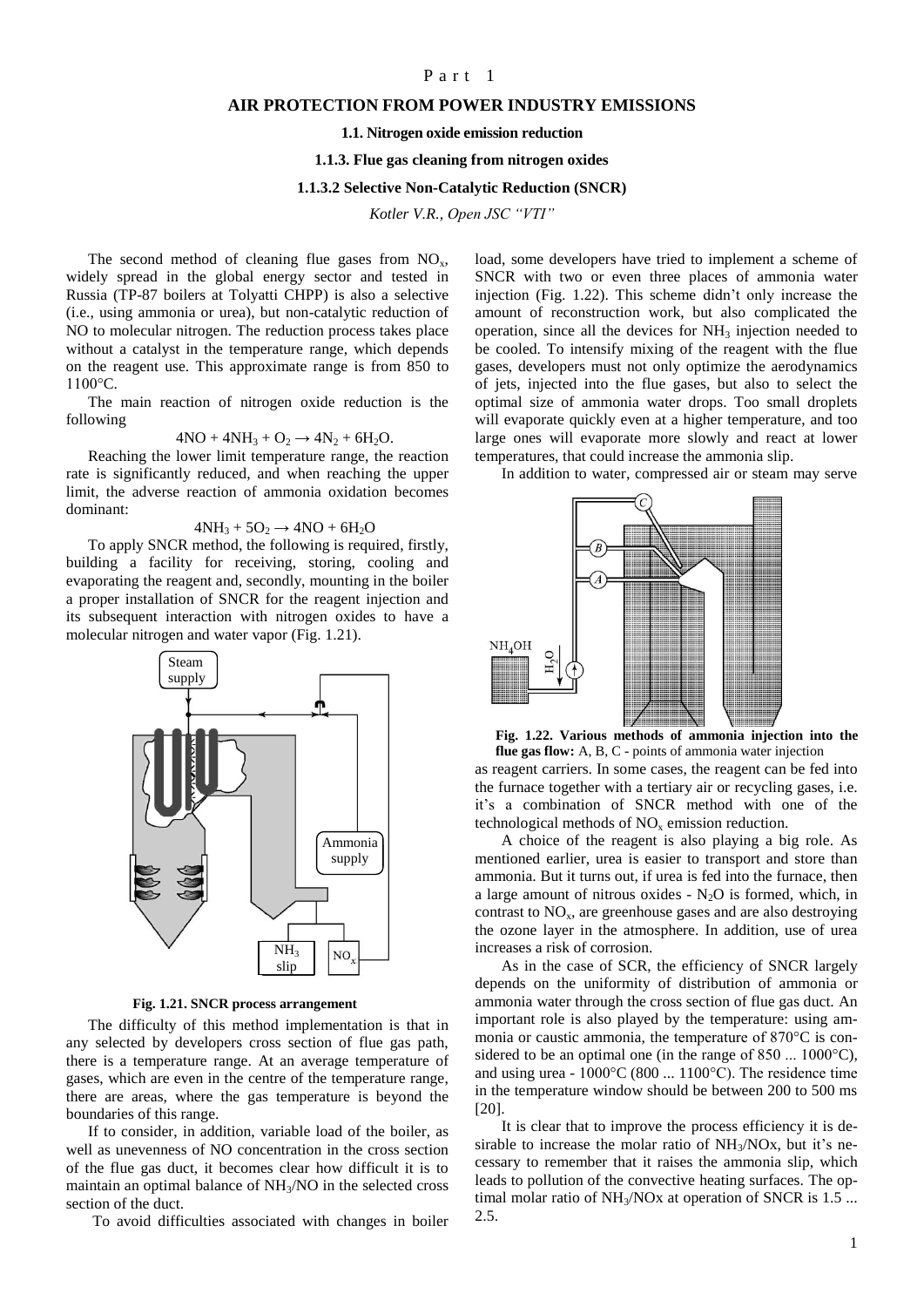# Part 1

# AIR PROTECTION FROM POWER INDUSTRY EMISSIONS

## 1.1. Nitrogen oxide emission reduction

### 1.1.3. Flue gas cleaning from nitrogen oxides

### 1.1.3.2 Selective Non-Catalytic Reduction (SNCR)

*Kotler V.R., Open JSC "VTI"*

The second method of cleaning flue gases from $NO_x$, widely spread in the global energy sector and tested in Russia (TP-87 boilers at Tolyatti CHPP) is also a selective (i.e., using ammonia or urea), but non-catalytic reduction of NO to molecular nitrogen. The reduction process takes place without a catalyst in the temperature range, which depends on the reagent use. This approximate range is from 850 to 1100°C.

The main reaction of nitrogen oxide reduction is the following

$$4NO + 4NH_3 + O_2 \rightarrow 4N_2 + 6H_2O.$$

Reaching the lower limit temperature range, the reaction rate is significantly reduced, and when reaching the upper limit, the adverse reaction of ammonia oxidation becomes dominant:

$$4NH_3 + 5O_2 \rightarrow 4NO + 6H_2O$$

To apply SNCR method, the following is required, firstly, building a facility for receiving, storing, cooling and evaporating the reagent and, secondly, mounting in the boiler a proper installation of SNCR for the reagent injection and its subsequent interaction with nitrogen oxides to have a molecular nitrogen and water vapor (Fig. 1.21).

**Fig. 1.21. SNCR process arrangement**

The difficulty of this method implementation is that in any selected by developers cross section of flue gas path, there is a temperature range. At an average temperature of gases, which are even in the centre of the temperature range, there are areas, where the gas temperature is beyond the boundaries of this range.

If to consider, in addition, variable load of the boiler, as well as unevenness of NO concentration in the cross section of the flue gas duct, it becomes clear how difficult it is to maintain an optimal balance of $NH_3$/NO in the selected cross section of the duct.

To avoid difficulties associated with changes in boiler load, some developers have tried to implement a scheme of SNCR with two or even three places of ammonia water injection (Fig. 1.22). This scheme didn't only increase the amount of reconstruction work, but also complicated the operation, since all the devices for $NH_3$ injection needed to be cooled. To intensify mixing of the reagent with the flue gases, developers must not only optimize the aerodynamics of jets, injected into the flue gases, but also to select the optimal size of ammonia water drops. Too small droplets will evaporate quickly even at a higher temperature, and too large ones will evaporate more slowly and react at lower temperatures, that could increase the ammonia slip.

In addition to water, compressed air or steam may serve as reagent carriers. In some cases, the reagent can be fed into the furnace together with a tertiary air or recycling gases, i.e. it's a combination of SNCR method with one of the technological methods of $NO_x$ emission reduction.

**Fig. 1.22. Various methods of ammonia injection into the flue gas flow:** A, B, C - points of ammonia water injection

A choice of the reagent is also playing a big role. As mentioned earlier, urea is easier to transport and store than ammonia. But it turns out, if urea is fed into the furnace, then a large amount of nitrous oxides - $N_2O$ is formed, which, in contrast to $NO_x$, are greenhouse gases and are also destroying the ozone layer in the atmosphere. In addition, use of urea increases a risk of corrosion.

As in the case of SCR, the efficiency of SNCR largely depends on the uniformity of distribution of ammonia or ammonia water through the cross section of flue gas duct. An important role is also played by the temperature: using ammonia or caustic ammonia, the temperature of 870°C is considered to be an optimal one (in the range of 850 ... 1000°C), and using urea - 1000°C (800 ... 1100°C). The residence time in the temperature window should be between 200 to 500 ms [20].

It is clear that to improve the process efficiency it is desirable to increase the molar ratio of $NH_3$/NOx, but it's necessary to remember that it raises the ammonia slip, which leads to pollution of the convective heating surfaces. The optimal molar ratio of $NH_3$/NOx at operation of SNCR is 1.5 ... 2.5.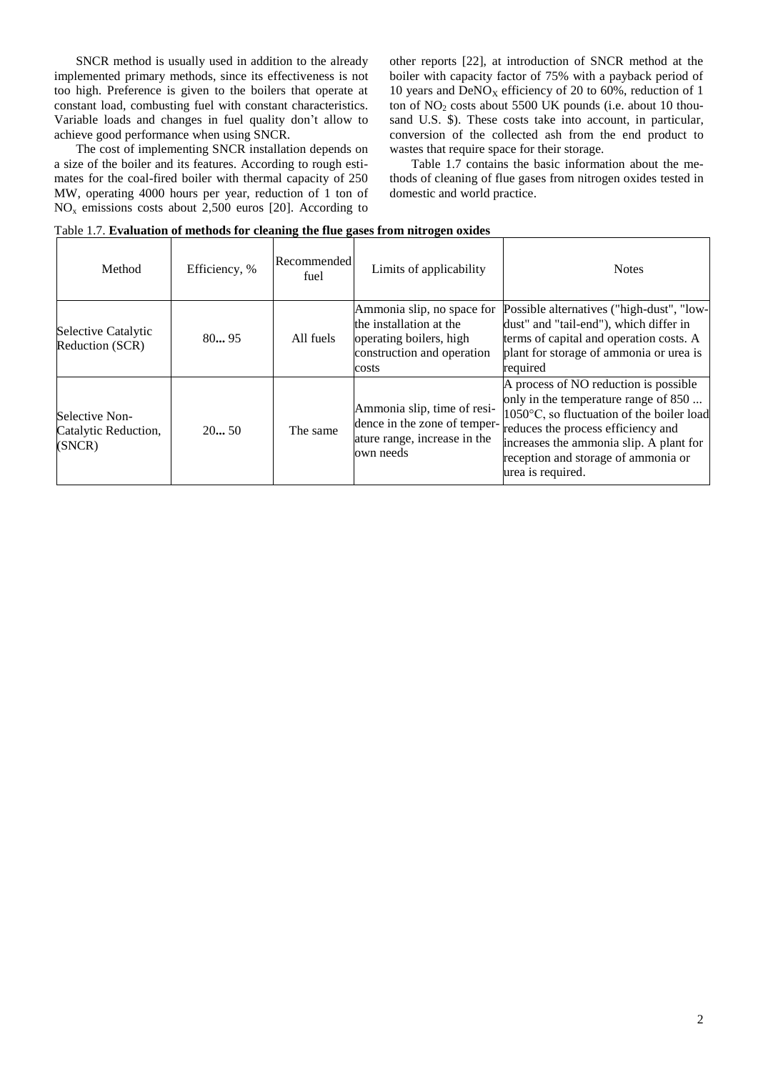SNCR method is usually used in addition to the already implemented primary methods, since its effectiveness is not too high. Preference is given to the boilers that operate at constant load, combusting fuel with constant characteristics. Variable loads and changes in fuel quality don't allow to achieve good performance when using SNCR.

The cost of implementing SNCR installation depends on a size of the boiler and its features. According to rough estimates for the coal-fired boiler with thermal capacity of 250 MW, operating 4000 hours per year, reduction of 1 ton of $NO_x$ emissions costs about 2,500 euros [20]. According to other reports [22], at introduction of SNCR method at the boiler with capacity factor of 75% with a payback period of 10 years and $DeNO_X$ efficiency of 20 to 60%, reduction of 1 ton of $NO_2$ costs about 5500 UK pounds (i.e. about 10 thousand U.S. $). These costs take into account, in particular, conversion of the collected ash from the end product to wastes that require space for their storage.

Table 1.7 contains the basic information about the methods of cleaning of flue gases from nitrogen oxides tested in domestic and world practice.

Table 1.7. **Evaluation of methods for cleaning the flue gases from nitrogen oxides**

| Method | Efficiency, % | Recommended fuel | Limits of applicability | Notes |
|---|---|---|---|---|
| Selective Catalytic Reduction (SCR) | 80**...** 95 | All fuels | Ammonia slip, no space for the installation at the operating boilers, high construction and operation costs | Possible alternatives ("high-dust", "low-dust" and "tail-end"), which differ in terms of capital and operation costs. A plant for storage of ammonia or urea is required |
| Selective Non-Catalytic Reduction, (SNCR) | 20**...** 50 | The same | Ammonia slip, time of residence in the zone of temperature range, increase in the own needs | A process of NO reduction is possible only in the temperature range of 850 ... 1050°C, so fluctuation of the boiler load reduces the process efficiency and increases the ammonia slip. A plant for reception and storage of ammonia or urea is required. |